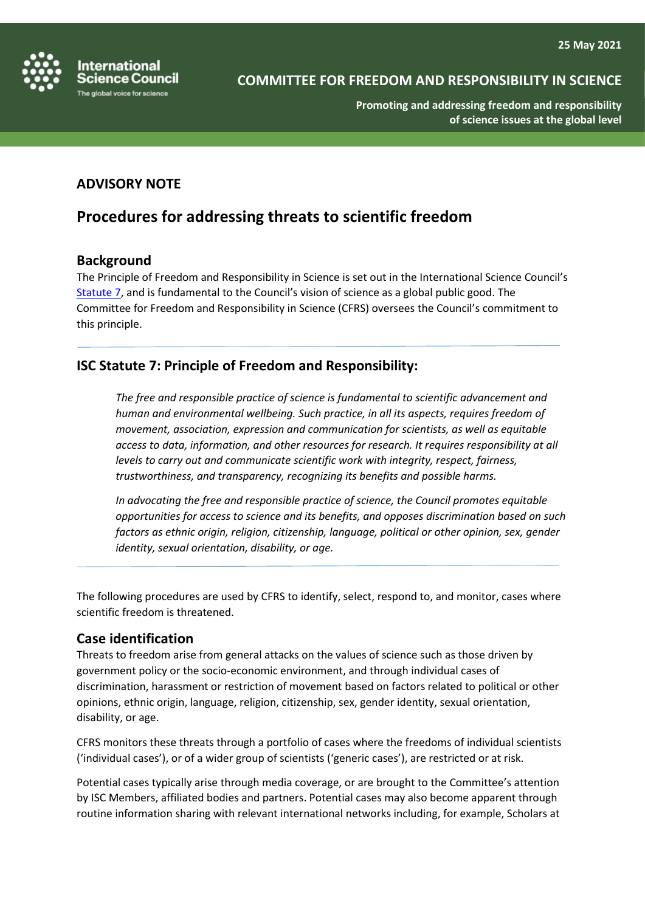25 May 2021

International Science Council
The global voice for science

COMMITTEE FOR FREEDOM AND RESPONSIBILITY IN SCIENCE

**Promoting and addressing freedom and responsibility of science issues at the global level**

## ADVISORY NOTE

# Procedures for addressing threats to scientific freedom

## Background

The Principle of Freedom and Responsibility in Science is set out in the International Science Council's Statute 7, and is fundamental to the Council's vision of science as a global public good. The Committee for Freedom and Responsibility in Science (CFRS) oversees the Council's commitment to this principle.

---

## ISC Statute 7: Principle of Freedom and Responsibility:

> *The free and responsible practice of science is fundamental to scientific advancement and human and environmental wellbeing. Such practice, in all its aspects, requires freedom of movement, association, expression and communication for scientists, as well as equitable access to data, information, and other resources for research. It requires responsibility at all levels to carry out and communicate scientific work with integrity, respect, fairness, trustworthiness, and transparency, recognizing its benefits and possible harms.*
>
> *In advocating the free and responsible practice of science, the Council promotes equitable opportunities for access to science and its benefits, and opposes discrimination based on such factors as ethnic origin, religion, citizenship, language, political or other opinion, sex, gender identity, sexual orientation, disability, or age.*

---

The following procedures are used by CFRS to identify, select, respond to, and monitor, cases where scientific freedom is threatened.

## Case identification

Threats to freedom arise from general attacks on the values of science such as those driven by government policy or the socio-economic environment, and through individual cases of discrimination, harassment or restriction of movement based on factors related to political or other opinions, ethnic origin, language, religion, citizenship, sex, gender identity, sexual orientation, disability, or age.

CFRS monitors these threats through a portfolio of cases where the freedoms of individual scientists ('individual cases'), or of a wider group of scientists ('generic cases'), are restricted or at risk.

Potential cases typically arise through media coverage, or are brought to the Committee's attention by ISC Members, affiliated bodies and partners. Potential cases may also become apparent through routine information sharing with relevant international networks including, for example, Scholars at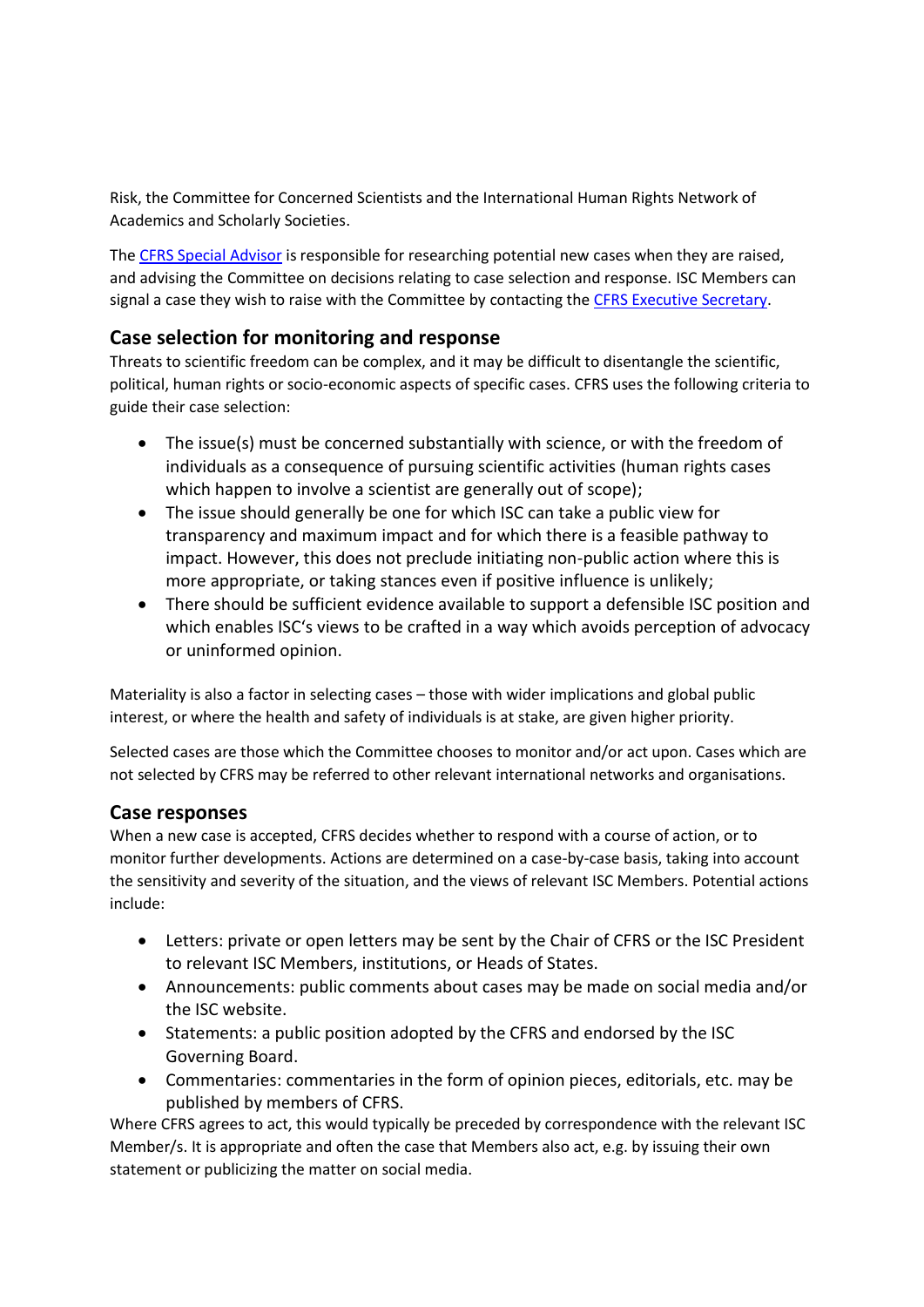Risk, the Committee for Concerned Scientists and the International Human Rights Network of Academics and Scholarly Societies.

The [CFRS Special Advisor] is responsible for researching potential new cases when they are raised, and advising the Committee on decisions relating to case selection and response. ISC Members can signal a case they wish to raise with the Committee by contacting the [CFRS Executive Secretary].

## Case selection for monitoring and response

Threats to scientific freedom can be complex, and it may be difficult to disentangle the scientific, political, human rights or socio-economic aspects of specific cases. CFRS uses the following criteria to guide their case selection:

- The issue(s) must be concerned substantially with science, or with the freedom of individuals as a consequence of pursuing scientific activities (human rights cases which happen to involve a scientist are generally out of scope);
- The issue should generally be one for which ISC can take a public view for transparency and maximum impact and for which there is a feasible pathway to impact. However, this does not preclude initiating non-public action where this is more appropriate, or taking stances even if positive influence is unlikely;
- There should be sufficient evidence available to support a defensible ISC position and which enables ISC's views to be crafted in a way which avoids perception of advocacy or uninformed opinion.

Materiality is also a factor in selecting cases – those with wider implications and global public interest, or where the health and safety of individuals is at stake, are given higher priority.

Selected cases are those which the Committee chooses to monitor and/or act upon. Cases which are not selected by CFRS may be referred to other relevant international networks and organisations.

## Case responses

When a new case is accepted, CFRS decides whether to respond with a course of action, or to monitor further developments. Actions are determined on a case-by-case basis, taking into account the sensitivity and severity of the situation, and the views of relevant ISC Members. Potential actions include:

- Letters: private or open letters may be sent by the Chair of CFRS or the ISC President to relevant ISC Members, institutions, or Heads of States.
- Announcements: public comments about cases may be made on social media and/or the ISC website.
- Statements: a public position adopted by the CFRS and endorsed by the ISC Governing Board.
- Commentaries: commentaries in the form of opinion pieces, editorials, etc. may be published by members of CFRS.

Where CFRS agrees to act, this would typically be preceded by correspondence with the relevant ISC Member/s. It is appropriate and often the case that Members also act, e.g. by issuing their own statement or publicizing the matter on social media.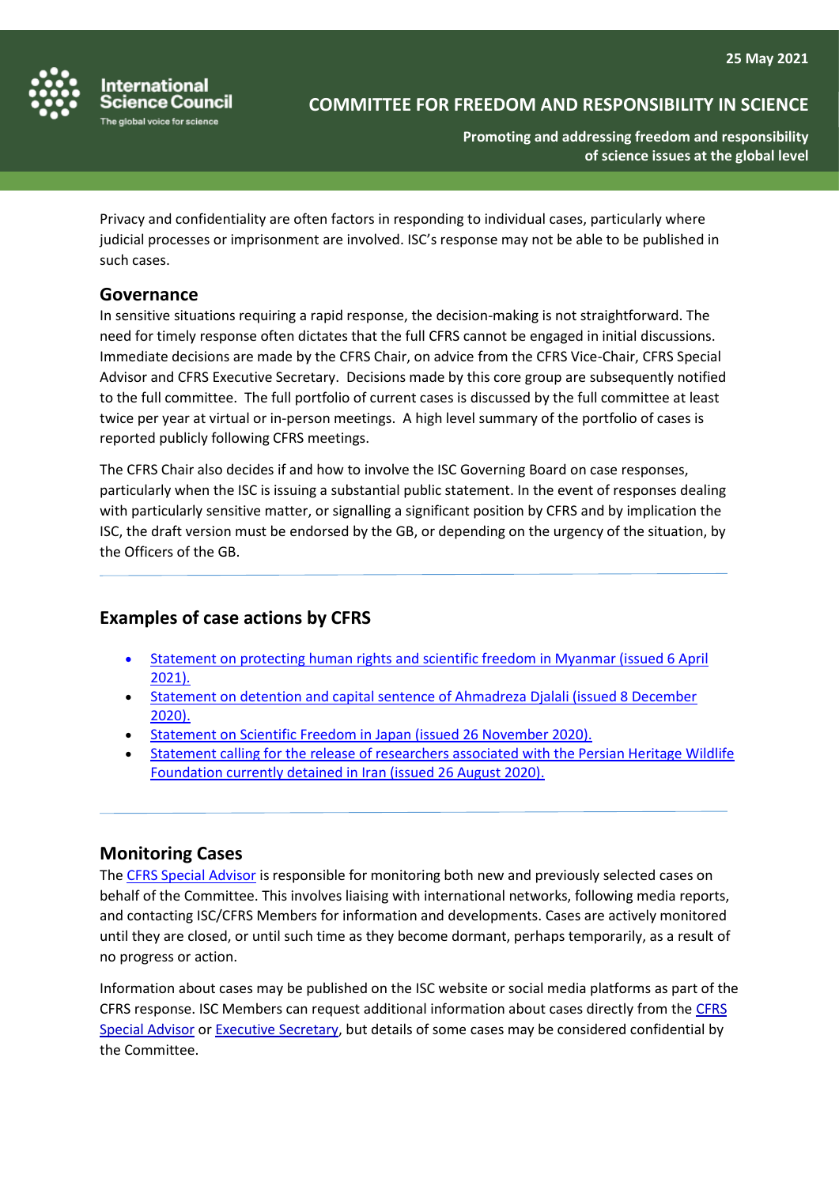Privacy and confidentiality are often factors in responding to individual cases, particularly where judicial processes or imprisonment are involved. ISC's response may not be able to be published in such cases.

## Governance

In sensitive situations requiring a rapid response, the decision-making is not straightforward. The need for timely response often dictates that the full CFRS cannot be engaged in initial discussions. Immediate decisions are made by the CFRS Chair, on advice from the CFRS Vice-Chair, CFRS Special Advisor and CFRS Executive Secretary. Decisions made by this core group are subsequently notified to the full committee. The full portfolio of current cases is discussed by the full committee at least twice per year at virtual or in-person meetings. A high level summary of the portfolio of cases is reported publicly following CFRS meetings.

The CFRS Chair also decides if and how to involve the ISC Governing Board on case responses, particularly when the ISC is issuing a substantial public statement. In the event of responses dealing with particularly sensitive matter, or signalling a significant position by CFRS and by implication the ISC, the draft version must be endorsed by the GB, or depending on the urgency of the situation, by the Officers of the GB.

---

## Examples of case actions by CFRS

- Statement on protecting human rights and scientific freedom in Myanmar (issued 6 April 2021).
- Statement on detention and capital sentence of Ahmadreza Djalali (issued 8 December 2020).
- Statement on Scientific Freedom in Japan (issued 26 November 2020).
- Statement calling for the release of researchers associated with the Persian Heritage Wildlife Foundation currently detained in Iran (issued 26 August 2020).

---

## Monitoring Cases

The CFRS Special Advisor is responsible for monitoring both new and previously selected cases on behalf of the Committee. This involves liaising with international networks, following media reports, and contacting ISC/CFRS Members for information and developments. Cases are actively monitored until they are closed, or until such time as they become dormant, perhaps temporarily, as a result of no progress or action.

Information about cases may be published on the ISC website or social media platforms as part of the CFRS response. ISC Members can request additional information about cases directly from the CFRS Special Advisor or Executive Secretary, but details of some cases may be considered confidential by the Committee.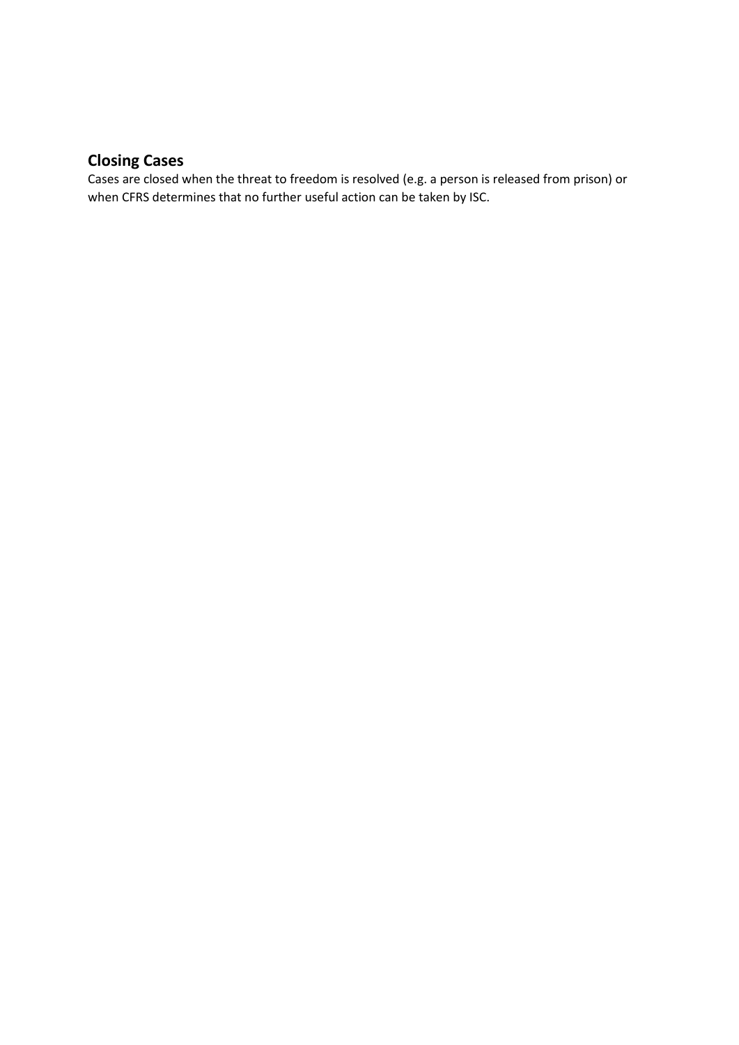## Closing Cases

Cases are closed when the threat to freedom is resolved (e.g. a person is released from prison) or when CFRS determines that no further useful action can be taken by ISC.